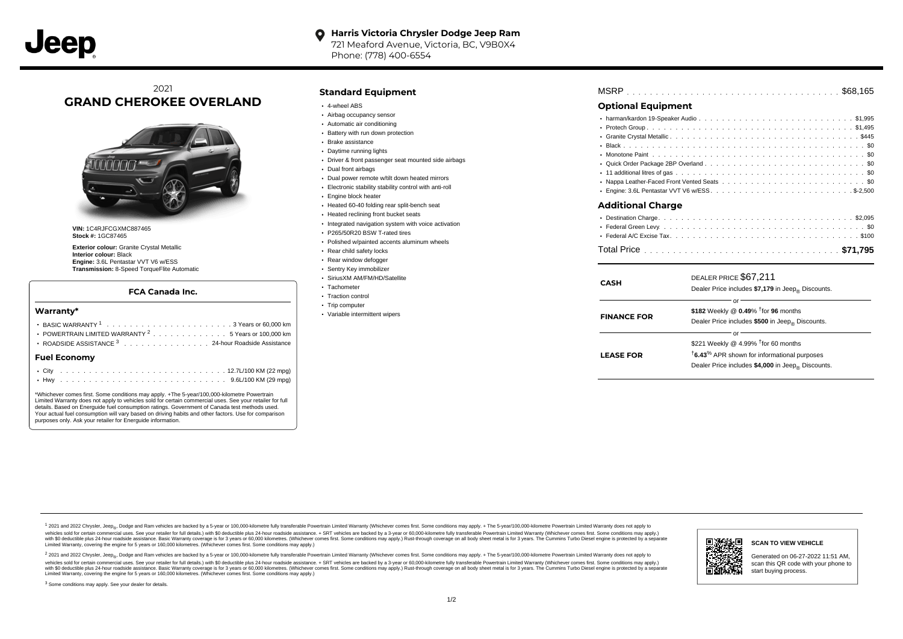Jeep

**Harris Victoria Chrysler Dodge Jeep Ram**
721 Meaford Avenue, Victoria, BC, V9B0X4
Phone: (778) 400-6554

# 2021 GRAND CHEROKEE OVERLAND

**VIN:** 1C4RJFCGXMC887465
**Stock #:** 1GC87465

**Exterior colour:** Granite Crystal Metallic
**Interior colour:** Black
**Engine:** 3.6L Pentastar VVT V6 w/ESS
**Transmission:** 8-Speed TorqueFlite Automatic

### FCA Canada Inc.

#### Warranty*

- BASIC WARRANTY [1] ..... 3 Years or 60,000 km
- POWERTRAIN LIMITED WARRANTY [2] ..... 5 Years or 100,000 km
- ROADSIDE ASSISTANCE [3] ..... 24-hour Roadside Assistance

#### Fuel Economy

- City ..... 12.7L/100 KM (22 mpg)
- Hwy ..... 9.6L/100 KM (29 mpg)

*Whichever comes first. Some conditions may apply. +The 5-year/100,000-kilometre Powertrain Limited Warranty does not apply to vehicles sold for certain commercial uses. See your retailer for full details. Based on Energuide fuel consumption ratings. Government of Canada test methods used. Your actual fuel consumption will vary based on driving habits and other factors. Use for comparison purposes only. Ask your retailer for Energuide information.

## Standard Equipment

- 4-wheel ABS
- Airbag occupancy sensor
- Automatic air conditioning
- Battery with run down protection
- Brake assistance
- Daytime running lights
- Driver & front passenger seat mounted side airbags
- Dual front airbags
- Dual power remote w/tilt down heated mirrors
- Electronic stability stability control with anti-roll
- Engine block heater
- Heated 60-40 folding rear split-bench seat
- Heated reclining front bucket seats
- Integrated navigation system with voice activation
- P265/50R20 BSW T-rated tires
- Polished w/painted accents aluminum wheels
- Rear child safety locks
- Rear window defogger
- Sentry Key immobilizer
- SiriusXM AM/FM/HD/Satellite
- Tachometer
- Traction control
- Trip computer
- Variable intermittent wipers

MSRP ..... $68,165

## Optional Equipment

- harman/kardon 19-Speaker Audio ..... $1,995
- Protech Group ..... $1,495
- Granite Crystal Metallic ..... $445
- Black ..... $0
- Monotone Paint ..... $0
- Quick Order Package 2BP Overland ..... $0
- 11 additional litres of gas ..... $0
- Nappa Leather-Faced Front Vented Seats ..... $0
- Engine: 3.6L Pentastar VVT V6 w/ESS ..... $-2,500

## Additional Charge

- Destination Charge ..... $2,095
- Federal Green Levy ..... $0
- Federal A/C Excise Tax ..... $100

Total Price ..... **$71,795**

| | |
|---|---|
| **CASH** | DEALER PRICE $67,211<br>Dealer Price includes **$7,179** in Jeep® Discounts. |
| | or |
| **FINANCE FOR** | **$182** Weekly @ **0.49**% †for **96** months<br>Dealer Price includes **$500** in Jeep® Discounts. |
| | or |
| **LEASE FOR** | $221 Weekly @ 4.99% †for 60 months<br>†**6.43**% APR shown for informational purposes<br>Dealer Price includes **$4,000** in Jeep® Discounts. |

[1] 2021 and 2022 Chrysler, Jeep®, Dodge and Ram vehicles are backed by a 5-year or 100,000-kilometre fully transferable Powertrain Limited Warranty (Whichever comes first. Some conditions may apply. + The 5-year/100,000-kilometre Powertrain Limited Warranty does not apply to vehicles sold for certain commercial uses. See your retailer for full details.) with $0 deductible plus 24-hour roadside assistance. + SRT vehicles are backed by a 3-year or 60,000-kilometre fully transferable Powertrain Limited Warranty (Whichever comes first. Some conditions may apply.) with $0 deductible plus 24-hour roadside assistance. Basic Warranty coverage is for 3 years or 60,000 kilometres. (Whichever comes first. Some conditions may apply.) Rust-through coverage on all body sheet metal is for 3 years. The Cummins Turbo Diesel engine is protected by a separate Limited Warranty, covering the engine for 5 years or 160,000 kilometres. (Whichever comes first. Some conditions may apply.)

[2] 2021 and 2022 Chrysler, Jeep®, Dodge and Ram vehicles are backed by a 5-year or 100,000-kilometre fully transferable Powertrain Limited Warranty (Whichever comes first. Some conditions may apply. + The 5-year/100,000-kilometre Powertrain Limited Warranty does not apply to vehicles sold for certain commercial uses. See your retailer for full details.) with $0 deductible plus 24-hour roadside assistance. + SRT vehicles are backed by a 3-year or 60,000-kilometre fully transferable Powertrain Limited Warranty (Whichever comes first. Some conditions may apply.) with $0 deductible plus 24-hour roadside assistance. Basic Warranty coverage is for 3 years or 60,000 kilometres. (Whichever comes first. Some conditions may apply.) Rust-through coverage on all body sheet metal is for 3 years. The Cummins Turbo Diesel engine is protected by a separate Limited Warranty, covering the engine for 5 years or 160,000 kilometres. (Whichever comes first. Some conditions may apply.)

[3] Some conditions may apply. See your dealer for details.

**SCAN TO VIEW VEHICLE**

Generated on 06-27-2022 11:51 AM, scan this QR code with your phone to start buying process.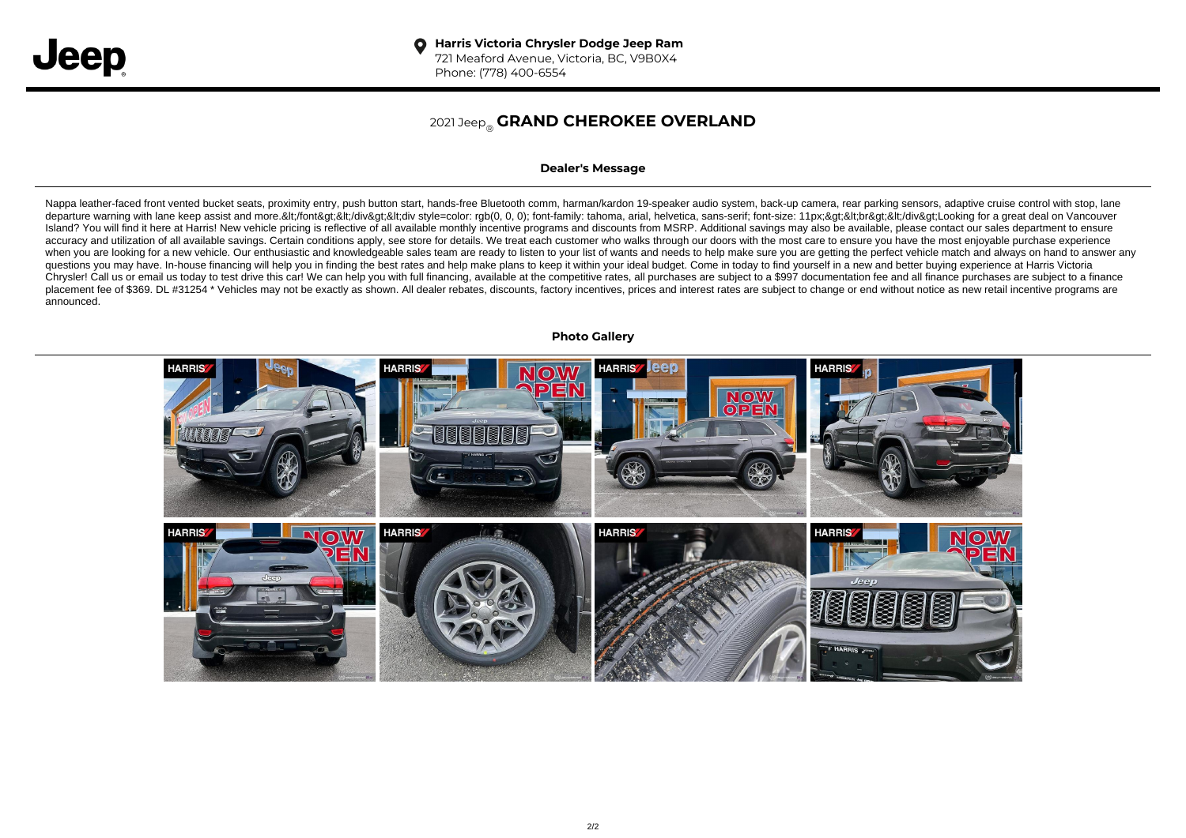Harris Victoria Chrysler Dodge Jeep Ram
721 Meaford Avenue, Victoria, BC, V9B0X4
Phone: (778) 400-6554

# 2021 Jeep® GRAND CHEROKEE OVERLAND

## Dealer's Message

Nappa leather-faced front vented bucket seats, proximity entry, push button start, hands-free Bluetooth comm, harman/kardon 19-speaker audio system, back-up camera, rear parking sensors, adaptive cruise control with stop, lane departure warning with lane keep assist and more.&lt;/font&gt;&lt;/div&gt;&lt;div style=color: rgb(0, 0, 0); font-family: tahoma, arial, helvetica, sans-serif; font-size: 11px;&gt;&lt;br&gt;&lt;/div&gt;Looking for a great deal on Vancouver Island? You will find it here at Harris! New vehicle pricing is reflective of all available monthly incentive programs and discounts from MSRP. Additional savings may also be available, please contact our sales department to ensure accuracy and utilization of all available savings. Certain conditions apply, see store for details. We treat each customer who walks through our doors with the most care to ensure you have the most enjoyable purchase experience when you are looking for a new vehicle. Our enthusiastic and knowledgeable sales team are ready to listen to your list of wants and needs to help make sure you are getting the perfect vehicle match and always on hand to answer any questions you may have. In-house financing will help you in finding the best rates and help make plans to keep it within your ideal budget. Come in today to find yourself in a new and better buying experience at Harris Victoria Chrysler! Call us or email us today to test drive this car! We can help you with full financing, available at the competitive rates, all purchases are subject to a $997 documentation fee and all finance purchases are subject to a finance placement fee of $369. DL #31254 * Vehicles may not be exactly as shown. All dealer rebates, discounts, factory incentives, prices and interest rates are subject to change or end without notice as new retail incentive programs are announced.

## Photo Gallery